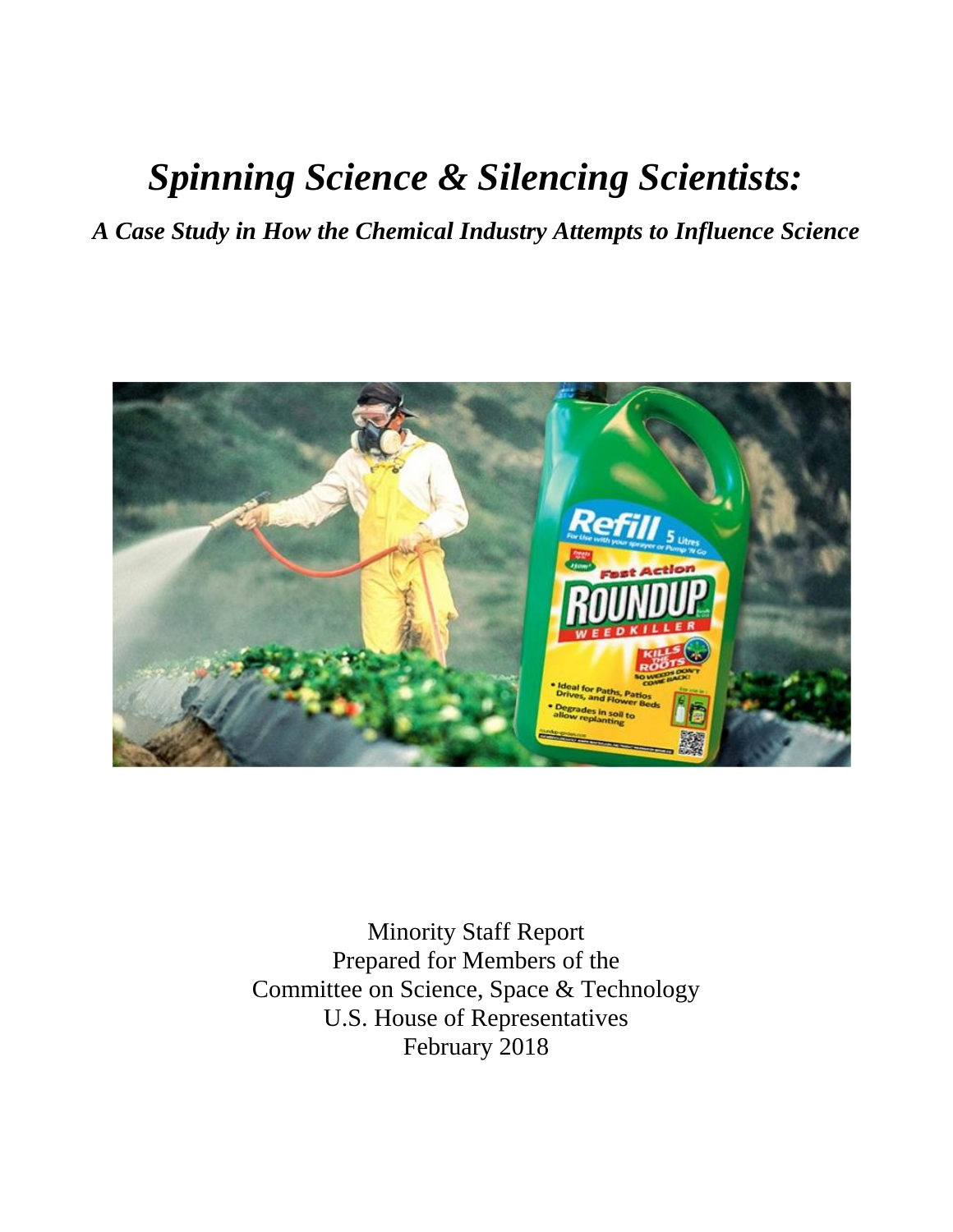# *Spinning Science & Silencing Scientists:*

***A Case Study in How the Chemical Industry Attempts to Influence Science***

Minority Staff Report
Prepared for Members of the
Committee on Science, Space & Technology
U.S. House of Representatives
February 2018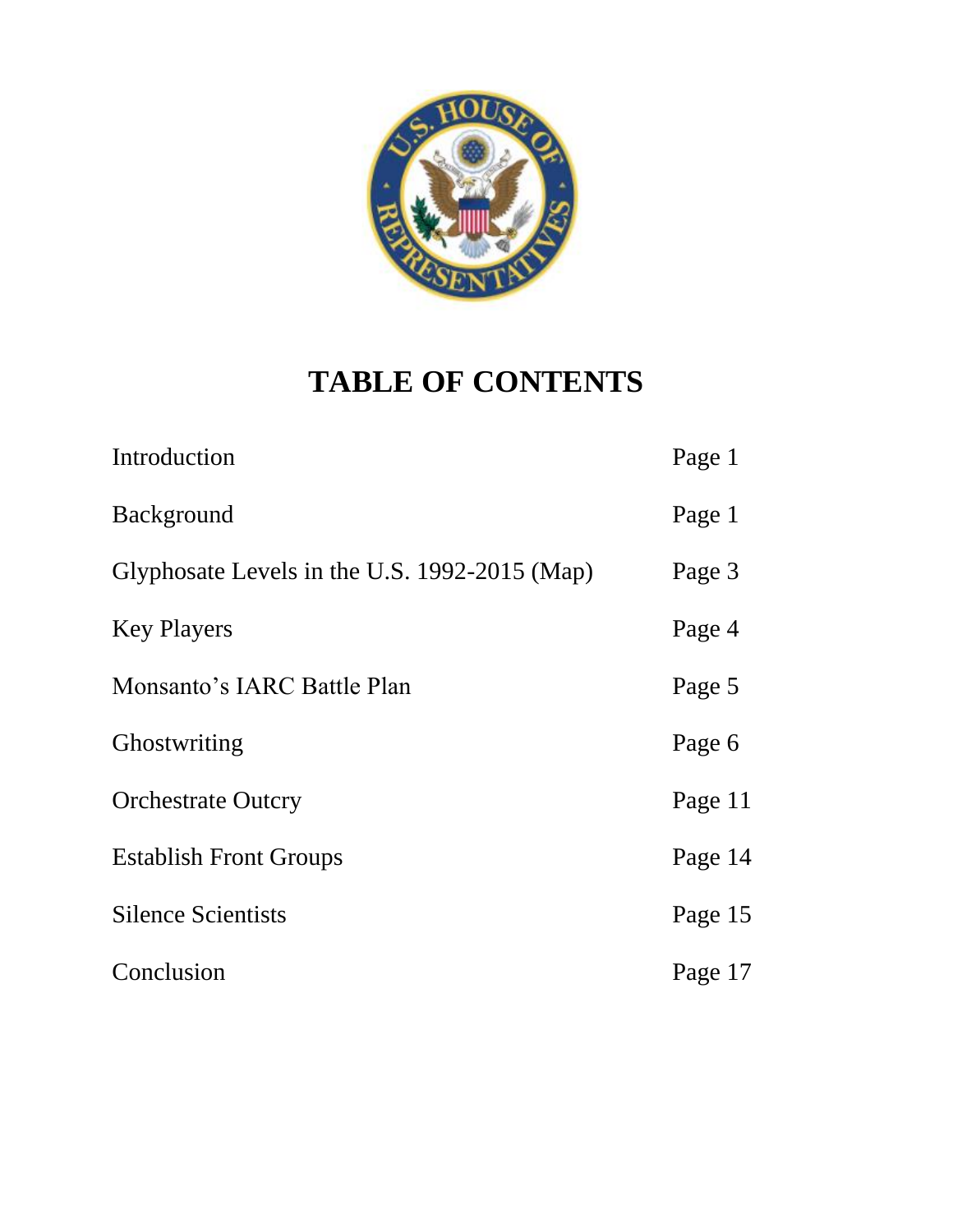# TABLE OF CONTENTS

| | |
|---|---|
| Introduction | Page 1 |
| Background | Page 1 |
| Glyphosate Levels in the U.S. 1992-2015 (Map) | Page 3 |
| Key Players | Page 4 |
| Monsanto's IARC Battle Plan | Page 5 |
| Ghostwriting | Page 6 |
| Orchestrate Outcry | Page 11 |
| Establish Front Groups | Page 14 |
| Silence Scientists | Page 15 |
| Conclusion | Page 17 |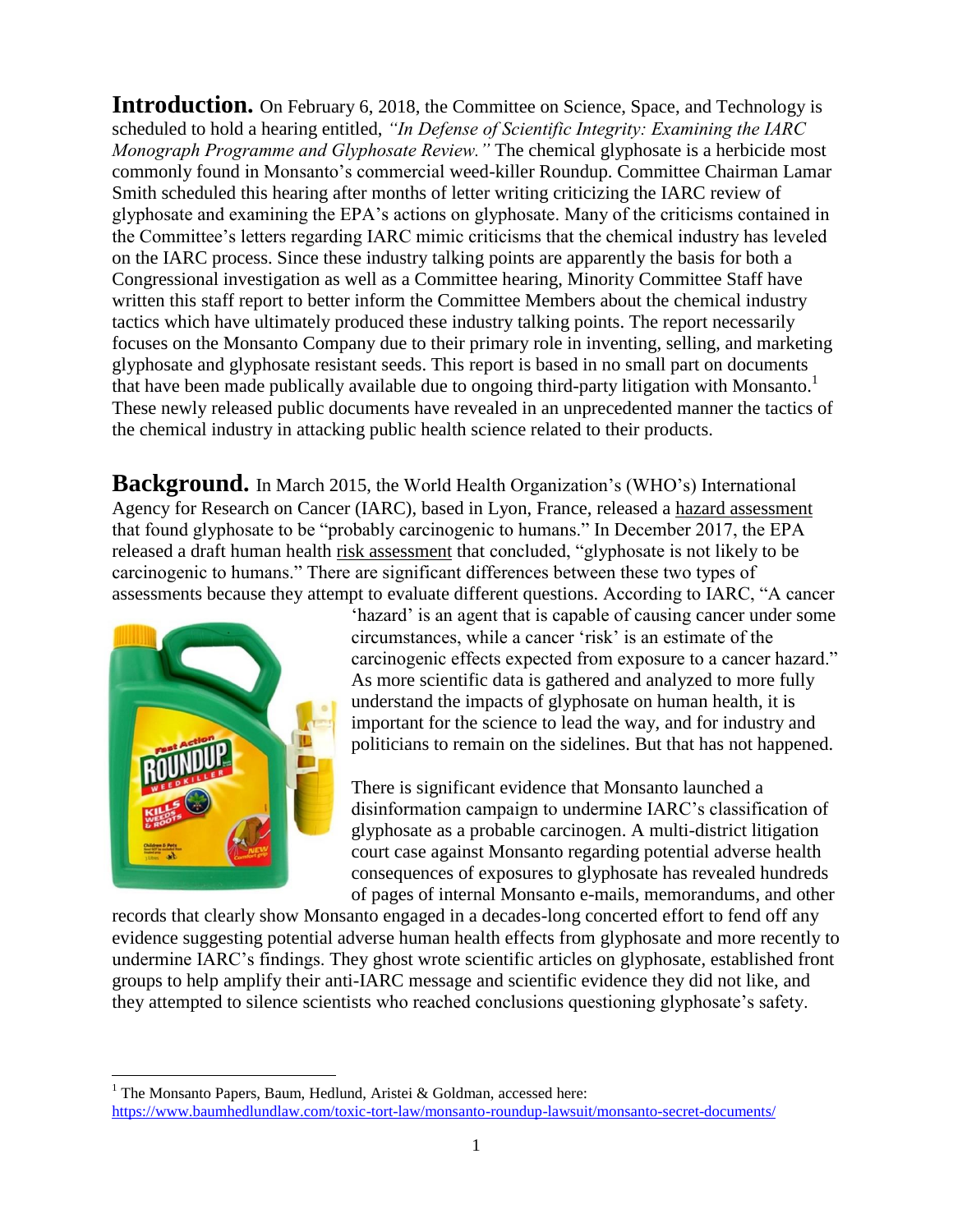**Introduction.** On February 6, 2018, the Committee on Science, Space, and Technology is scheduled to hold a hearing entitled, *"In Defense of Scientific Integrity: Examining the IARC Monograph Programme and Glyphosate Review."* The chemical glyphosate is a herbicide most commonly found in Monsanto's commercial weed-killer Roundup. Committee Chairman Lamar Smith scheduled this hearing after months of letter writing criticizing the IARC review of glyphosate and examining the EPA's actions on glyphosate. Many of the criticisms contained in the Committee's letters regarding IARC mimic criticisms that the chemical industry has leveled on the IARC process. Since these industry talking points are apparently the basis for both a Congressional investigation as well as a Committee hearing, Minority Committee Staff have written this staff report to better inform the Committee Members about the chemical industry tactics which have ultimately produced these industry talking points. The report necessarily focuses on the Monsanto Company due to their primary role in inventing, selling, and marketing glyphosate and glyphosate resistant seeds. This report is based in no small part on documents that have been made publically available due to ongoing third-party litigation with Monsanto.[1] These newly released public documents have revealed in an unprecedented manner the tactics of the chemical industry in attacking public health science related to their products.

**Background.** In March 2015, the World Health Organization's (WHO's) International Agency for Research on Cancer (IARC), based in Lyon, France, released a hazard assessment that found glyphosate to be "probably carcinogenic to humans." In December 2017, the EPA released a draft human health risk assessment that concluded, "glyphosate is not likely to be carcinogenic to humans." There are significant differences between these two types of assessments because they attempt to evaluate different questions. According to IARC, "A cancer 'hazard' is an agent that is capable of causing cancer under some circumstances, while a cancer 'risk' is an estimate of the carcinogenic effects expected from exposure to a cancer hazard." As more scientific data is gathered and analyzed to more fully understand the impacts of glyphosate on human health, it is important for the science to lead the way, and for industry and politicians to remain on the sidelines. But that has not happened.

There is significant evidence that Monsanto launched a disinformation campaign to undermine IARC's classification of glyphosate as a probable carcinogen. A multi-district litigation court case against Monsanto regarding potential adverse health consequences of exposures to glyphosate has revealed hundreds of pages of internal Monsanto e-mails, memorandums, and other records that clearly show Monsanto engaged in a decades-long concerted effort to fend off any evidence suggesting potential adverse human health effects from glyphosate and more recently to undermine IARC's findings. They ghost wrote scientific articles on glyphosate, established front groups to help amplify their anti-IARC message and scientific evidence they did not like, and they attempted to silence scientists who reached conclusions questioning glyphosate's safety.

---

[1] The Monsanto Papers, Baum, Hedlund, Aristei & Goldman, accessed here: https://www.baumhedlundlaw.com/toxic-tort-law/monsanto-roundup-lawsuit/monsanto-secret-documents/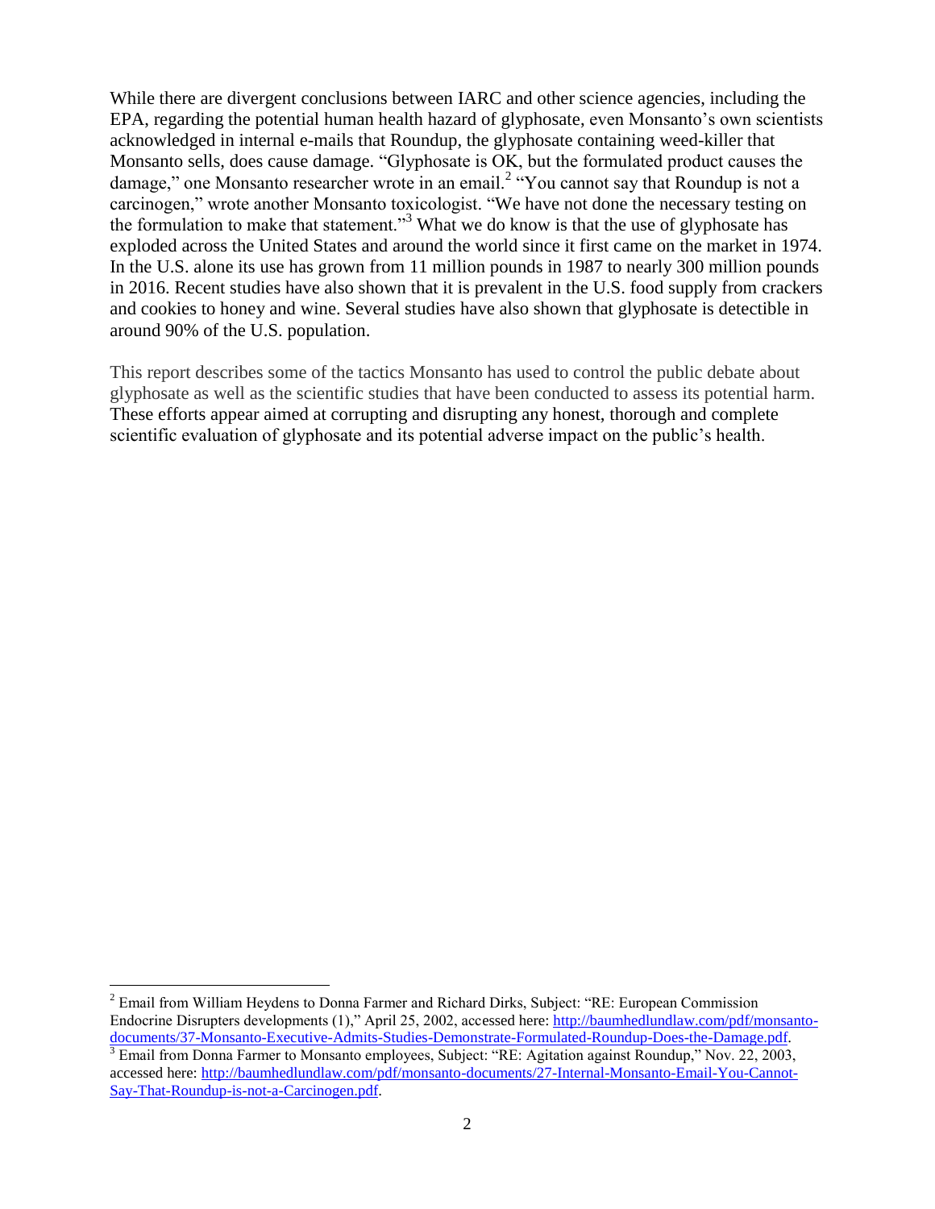While there are divergent conclusions between IARC and other science agencies, including the EPA, regarding the potential human health hazard of glyphosate, even Monsanto's own scientists acknowledged in internal e-mails that Roundup, the glyphosate containing weed-killer that Monsanto sells, does cause damage. "Glyphosate is OK, but the formulated product causes the damage," one Monsanto researcher wrote in an email.[2] "You cannot say that Roundup is not a carcinogen," wrote another Monsanto toxicologist. "We have not done the necessary testing on the formulation to make that statement."[3] What we do know is that the use of glyphosate has exploded across the United States and around the world since it first came on the market in 1974. In the U.S. alone its use has grown from 11 million pounds in 1987 to nearly 300 million pounds in 2016. Recent studies have also shown that it is prevalent in the U.S. food supply from crackers and cookies to honey and wine. Several studies have also shown that glyphosate is detectible in around 90% of the U.S. population.

This report describes some of the tactics Monsanto has used to control the public debate about glyphosate as well as the scientific studies that have been conducted to assess its potential harm. These efforts appear aimed at corrupting and disrupting any honest, thorough and complete scientific evaluation of glyphosate and its potential adverse impact on the public's health.

---

[2] Email from William Heydens to Donna Farmer and Richard Dirks, Subject: "RE: European Commission Endocrine Disrupters developments (1)," April 25, 2002, accessed here: http://baumhedlundlaw.com/pdf/monsanto-documents/37-Monsanto-Executive-Admits-Studies-Demonstrate-Formulated-Roundup-Does-the-Damage.pdf.

[3] Email from Donna Farmer to Monsanto employees, Subject: "RE: Agitation against Roundup," Nov. 22, 2003, accessed here: http://baumhedlundlaw.com/pdf/monsanto-documents/27-Internal-Monsanto-Email-You-Cannot-Say-That-Roundup-is-not-a-Carcinogen.pdf.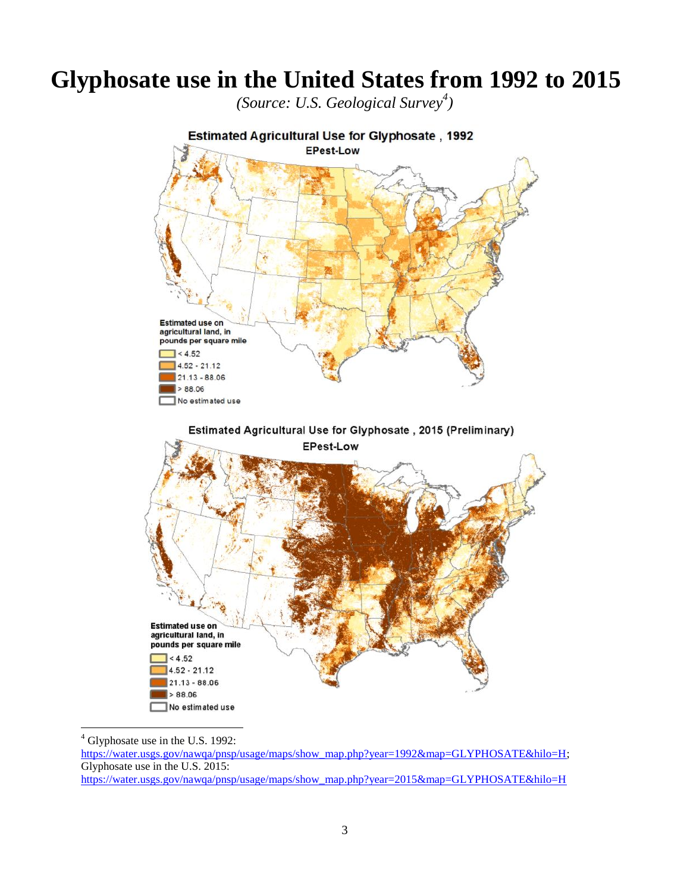# Glyphosate use in the United States from 1992 to 2015

*(Source: U.S. Geological Survey[4])*

Estimated Agricultural Use for Glyphosate , 1992

EPest-Low

Estimated use on agricultural land, in pounds per square mile

- < 4.52
- 4.52 - 21.12
- 21.13 - 88.06
- > 88.06
- No estimated use

Estimated Agricultural Use for Glyphosate , 2015 (Preliminary)

EPest-Low

Estimated use on agricultural land, in pounds per square mile

- < 4.52
- 4.52 - 21.12
- 21.13 - 88.06
- > 88.06
- No estimated use

---

[4] Glyphosate use in the U.S. 1992: https://water.usgs.gov/nawqa/pnsp/usage/maps/show_map.php?year=1992&map=GLYPHOSATE&hilo=H; Glyphosate use in the U.S. 2015: https://water.usgs.gov/nawqa/pnsp/usage/maps/show_map.php?year=2015&map=GLYPHOSATE&hilo=H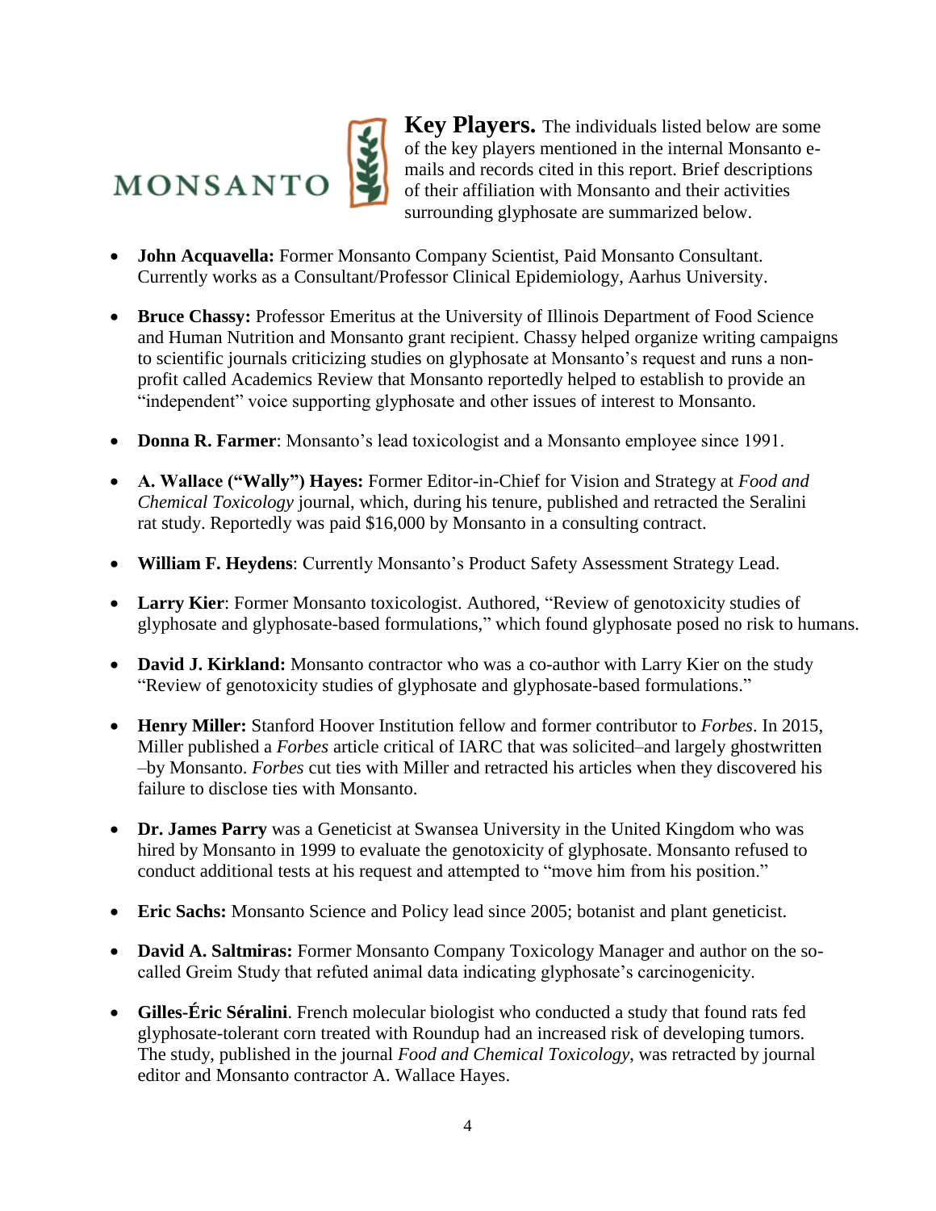**Key Players.** The individuals listed below are some of the key players mentioned in the internal Monsanto e-mails and records cited in this report. Brief descriptions of their affiliation with Monsanto and their activities surrounding glyphosate are summarized below.

- **John Acquavella:** Former Monsanto Company Scientist, Paid Monsanto Consultant. Currently works as a Consultant/Professor Clinical Epidemiology, Aarhus University.

- **Bruce Chassy:** Professor Emeritus at the University of Illinois Department of Food Science and Human Nutrition and Monsanto grant recipient. Chassy helped organize writing campaigns to scientific journals criticizing studies on glyphosate at Monsanto's request and runs a non-profit called Academics Review that Monsanto reportedly helped to establish to provide an "independent" voice supporting glyphosate and other issues of interest to Monsanto.

- **Donna R. Farmer**: Monsanto's lead toxicologist and a Monsanto employee since 1991.

- **A. Wallace ("Wally") Hayes:** Former Editor-in-Chief for Vision and Strategy at *Food and Chemical Toxicology* journal, which, during his tenure, published and retracted the Seralini rat study. Reportedly was paid $16,000 by Monsanto in a consulting contract.

- **William F. Heydens**: Currently Monsanto's Product Safety Assessment Strategy Lead.

- **Larry Kier**: Former Monsanto toxicologist. Authored, "Review of genotoxicity studies of glyphosate and glyphosate-based formulations," which found glyphosate posed no risk to humans.

- **David J. Kirkland:** Monsanto contractor who was a co-author with Larry Kier on the study "Review of genotoxicity studies of glyphosate and glyphosate-based formulations."

- **Henry Miller:** Stanford Hoover Institution fellow and former contributor to *Forbes*. In 2015, Miller published a *Forbes* article critical of IARC that was solicited–and largely ghostwritten –by Monsanto. *Forbes* cut ties with Miller and retracted his articles when they discovered his failure to disclose ties with Monsanto.

- **Dr. James Parry** was a Geneticist at Swansea University in the United Kingdom who was hired by Monsanto in 1999 to evaluate the genotoxicity of glyphosate. Monsanto refused to conduct additional tests at his request and attempted to "move him from his position."

- **Eric Sachs:** Monsanto Science and Policy lead since 2005; botanist and plant geneticist.

- **David A. Saltmiras:** Former Monsanto Company Toxicology Manager and author on the so-called Greim Study that refuted animal data indicating glyphosate's carcinogenicity.

- **Gilles-Éric Séralini**. French molecular biologist who conducted a study that found rats fed glyphosate-tolerant corn treated with Roundup had an increased risk of developing tumors. The study, published in the journal *Food and Chemical Toxicology*, was retracted by journal editor and Monsanto contractor A. Wallace Hayes.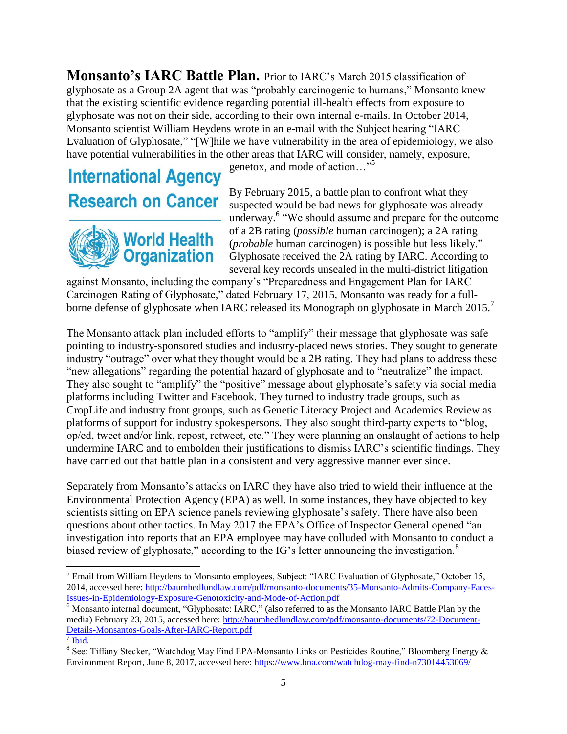**Monsanto's IARC Battle Plan.** Prior to IARC's March 2015 classification of glyphosate as a Group 2A agent that was "probably carcinogenic to humans," Monsanto knew that the existing scientific evidence regarding potential ill-health effects from exposure to glyphosate was not on their side, according to their own internal e-mails. In October 2014, Monsanto scientist William Heydens wrote in an e-mail with the Subject hearing "IARC Evaluation of Glyphosate," "[W]hile we have vulnerability in the area of epidemiology, we also have potential vulnerabilities in the other areas that IARC will consider, namely, exposure, genetox, and mode of action…"[5]

International Agency Research on Cancer

World Health Organization

By February 2015, a battle plan to confront what they suspected would be bad news for glyphosate was already underway.[6] "We should assume and prepare for the outcome of a 2B rating (*possible* human carcinogen); a 2A rating (*probable* human carcinogen) is possible but less likely." Glyphosate received the 2A rating by IARC. According to several key records unsealed in the multi-district litigation against Monsanto, including the company's "Preparedness and Engagement Plan for IARC Carcinogen Rating of Glyphosate," dated February 17, 2015, Monsanto was ready for a full-borne defense of glyphosate when IARC released its Monograph on glyphosate in March 2015.[7]

The Monsanto attack plan included efforts to "amplify" their message that glyphosate was safe pointing to industry-sponsored studies and industry-placed news stories. They sought to generate industry "outrage" over what they thought would be a 2B rating. They had plans to address these "new allegations" regarding the potential hazard of glyphosate and to "neutralize" the impact. They also sought to "amplify" the "positive" message about glyphosate's safety via social media platforms including Twitter and Facebook. They turned to industry trade groups, such as CropLife and industry front groups, such as Genetic Literacy Project and Academics Review as platforms of support for industry spokespersons. They also sought third-party experts to "blog, op/ed, tweet and/or link, repost, retweet, etc." They were planning an onslaught of actions to help undermine IARC and to embolden their justifications to dismiss IARC's scientific findings. They have carried out that battle plan in a consistent and very aggressive manner ever since.

Separately from Monsanto's attacks on IARC they have also tried to wield their influence at the Environmental Protection Agency (EPA) as well. In some instances, they have objected to key scientists sitting on EPA science panels reviewing glyphosate's safety. There have also been questions about other tactics. In May 2017 the EPA's Office of Inspector General opened "an investigation into reports that an EPA employee may have colluded with Monsanto to conduct a biased review of glyphosate," according to the IG's letter announcing the investigation.[8]

---

[5] Email from William Heydens to Monsanto employees, Subject: "IARC Evaluation of Glyphosate," October 15, 2014, accessed here: http://baumhedlundlaw.com/pdf/monsanto-documents/35-Monsanto-Admits-Company-Faces-Issues-in-Epidemiology-Exposure-Genotoxicity-and-Mode-of-Action.pdf

[6] Monsanto internal document, "Glyphosate: IARC," (also referred to as the Monsanto IARC Battle Plan by the media) February 23, 2015, accessed here: http://baumhedlundlaw.com/pdf/monsanto-documents/72-Document-Details-Monsantos-Goals-After-IARC-Report.pdf

[7] Ibid.

[8] See: Tiffany Stecker, "Watchdog May Find EPA-Monsanto Links on Pesticides Routine," Bloomberg Energy & Environment Report, June 8, 2017, accessed here: https://www.bna.com/watchdog-may-find-n73014453069/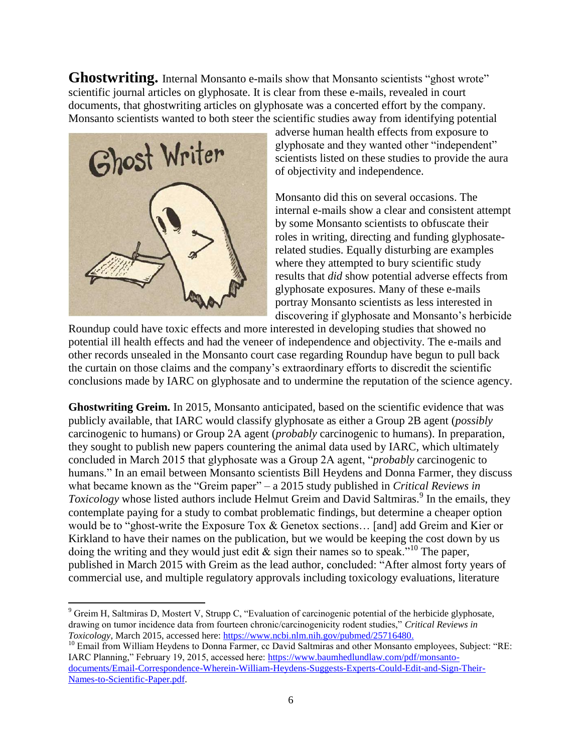**Ghostwriting.** Internal Monsanto e-mails show that Monsanto scientists "ghost wrote" scientific journal articles on glyphosate. It is clear from these e-mails, revealed in court documents, that ghostwriting articles on glyphosate was a concerted effort by the company. Monsanto scientists wanted to both steer the scientific studies away from identifying potential adverse human health effects from exposure to glyphosate and they wanted other "independent" scientists listed on these studies to provide the aura of objectivity and independence.

Monsanto did this on several occasions. The internal e-mails show a clear and consistent attempt by some Monsanto scientists to obfuscate their roles in writing, directing and funding glyphosate-related studies. Equally disturbing are examples where they attempted to bury scientific study results that *did* show potential adverse effects from glyphosate exposures. Many of these e-mails portray Monsanto scientists as less interested in discovering if glyphosate and Monsanto's herbicide Roundup could have toxic effects and more interested in developing studies that showed no potential ill health effects and had the veneer of independence and objectivity. The e-mails and other records unsealed in the Monsanto court case regarding Roundup have begun to pull back the curtain on those claims and the company's extraordinary efforts to discredit the scientific conclusions made by IARC on glyphosate and to undermine the reputation of the science agency.

**Ghostwriting Greim.** In 2015, Monsanto anticipated, based on the scientific evidence that was publicly available, that IARC would classify glyphosate as either a Group 2B agent (*possibly* carcinogenic to humans) or Group 2A agent (*probably* carcinogenic to humans). In preparation, they sought to publish new papers countering the animal data used by IARC, which ultimately concluded in March 2015 that glyphosate was a Group 2A agent, "*probably* carcinogenic to humans." In an email between Monsanto scientists Bill Heydens and Donna Farmer, they discuss what became known as the "Greim paper" – a 2015 study published in *Critical Reviews in Toxicology* whose listed authors include Helmut Greim and David Saltmiras.[9] In the emails, they contemplate paying for a study to combat problematic findings, but determine a cheaper option would be to "ghost-write the Exposure Tox & Genetox sections… [and] add Greim and Kier or Kirkland to have their names on the publication, but we would be keeping the cost down by us doing the writing and they would just edit & sign their names so to speak."[10] The paper, published in March 2015 with Greim as the lead author, concluded: "After almost forty years of commercial use, and multiple regulatory approvals including toxicology evaluations, literature

---

[9] Greim H, Saltmiras D, Mostert V, Strupp C, "Evaluation of carcinogenic potential of the herbicide glyphosate, drawing on tumor incidence data from fourteen chronic/carcinogenicity rodent studies," *Critical Reviews in Toxicology*, March 2015, accessed here: https://www.ncbi.nlm.nih.gov/pubmed/25716480.

[10] Email from William Heydens to Donna Farmer, cc David Saltmiras and other Monsanto employees, Subject: "RE: IARC Planning," February 19, 2015, accessed here: https://www.baumhedlundlaw.com/pdf/monsanto-documents/Email-Correspondence-Wherein-William-Heydens-Suggests-Experts-Could-Edit-and-Sign-Their-Names-to-Scientific-Paper.pdf.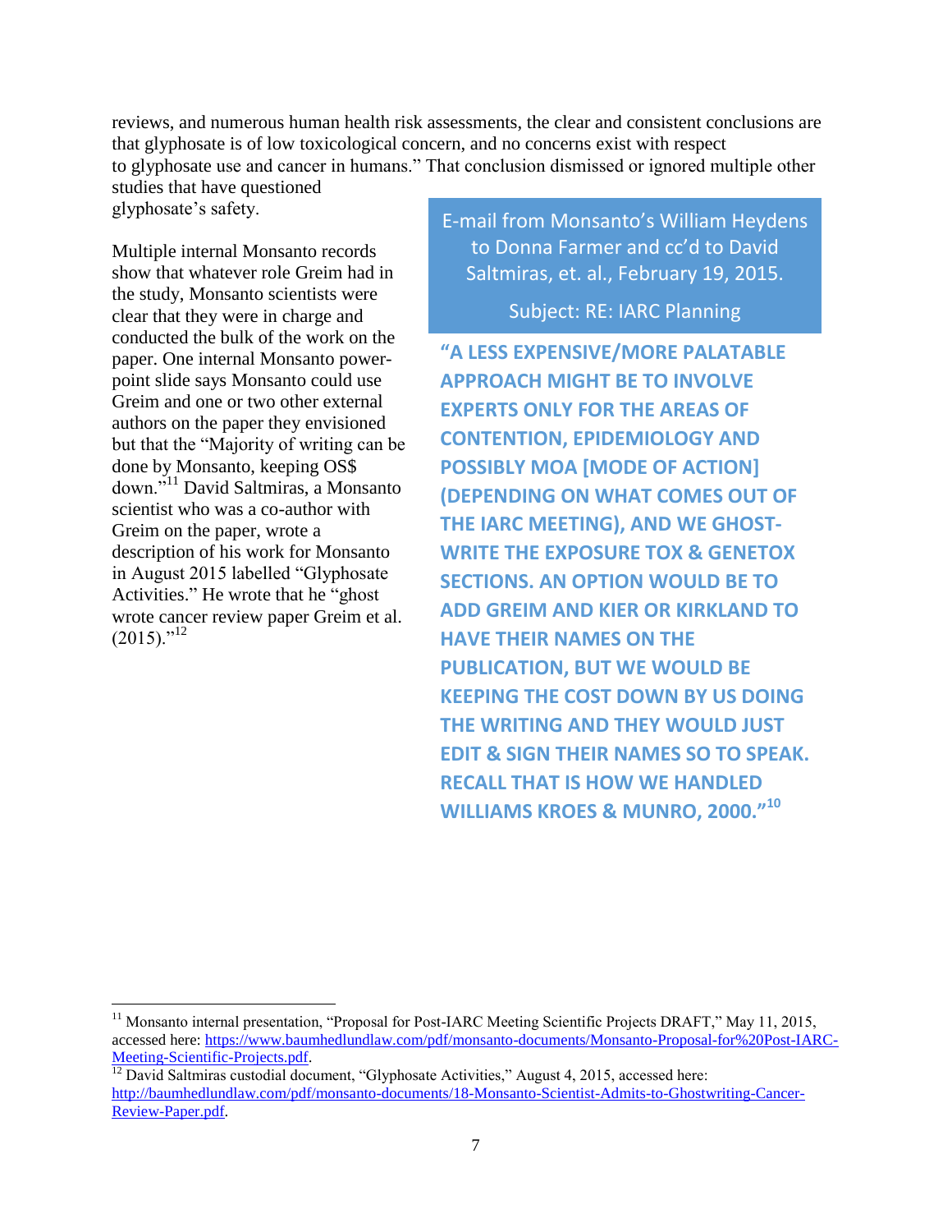reviews, and numerous human health risk assessments, the clear and consistent conclusions are that glyphosate is of low toxicological concern, and no concerns exist with respect to glyphosate use and cancer in humans." That conclusion dismissed or ignored multiple other studies that have questioned glyphosate's safety.

Multiple internal Monsanto records show that whatever role Greim had in the study, Monsanto scientists were clear that they were in charge and conducted the bulk of the work on the paper. One internal Monsanto power-point slide says Monsanto could use Greim and one or two other external authors on the paper they envisioned but that the "Majority of writing can be done by Monsanto, keeping OS$ down."[11] David Saltmiras, a Monsanto scientist who was a co-author with Greim on the paper, wrote a description of his work for Monsanto in August 2015 labelled "Glyphosate Activities." He wrote that he "ghost wrote cancer review paper Greim et al. (2015)."[12]

> E-mail from Monsanto's William Heydens to Donna Farmer and cc'd to David Saltmiras, et. al., February 19, 2015.
>
> Subject: RE: IARC Planning
>
> **"A LESS EXPENSIVE/MORE PALATABLE APPROACH MIGHT BE TO INVOLVE EXPERTS ONLY FOR THE AREAS OF CONTENTION, EPIDEMIOLOGY AND POSSIBLY MOA [MODE OF ACTION] (DEPENDING ON WHAT COMES OUT OF THE IARC MEETING), AND WE GHOST-WRITE THE EXPOSURE TOX & GENETOX SECTIONS. AN OPTION WOULD BE TO ADD GREIM AND KIER OR KIRKLAND TO HAVE THEIR NAMES ON THE PUBLICATION, BUT WE WOULD BE KEEPING THE COST DOWN BY US DOING THE WRITING AND THEY WOULD JUST EDIT & SIGN THEIR NAMES SO TO SPEAK. RECALL THAT IS HOW WE HANDLED WILLIAMS KROES & MUNRO, 2000."[10]**

---

[11] Monsanto internal presentation, "Proposal for Post-IARC Meeting Scientific Projects DRAFT," May 11, 2015, accessed here: https://www.baumhedlundlaw.com/pdf/monsanto-documents/Monsanto-Proposal-for%20Post-IARC-Meeting-Scientific-Projects.pdf.

[12] David Saltmiras custodial document, "Glyphosate Activities," August 4, 2015, accessed here: http://baumhedlundlaw.com/pdf/monsanto-documents/18-Monsanto-Scientist-Admits-to-Ghostwriting-Cancer-Review-Paper.pdf.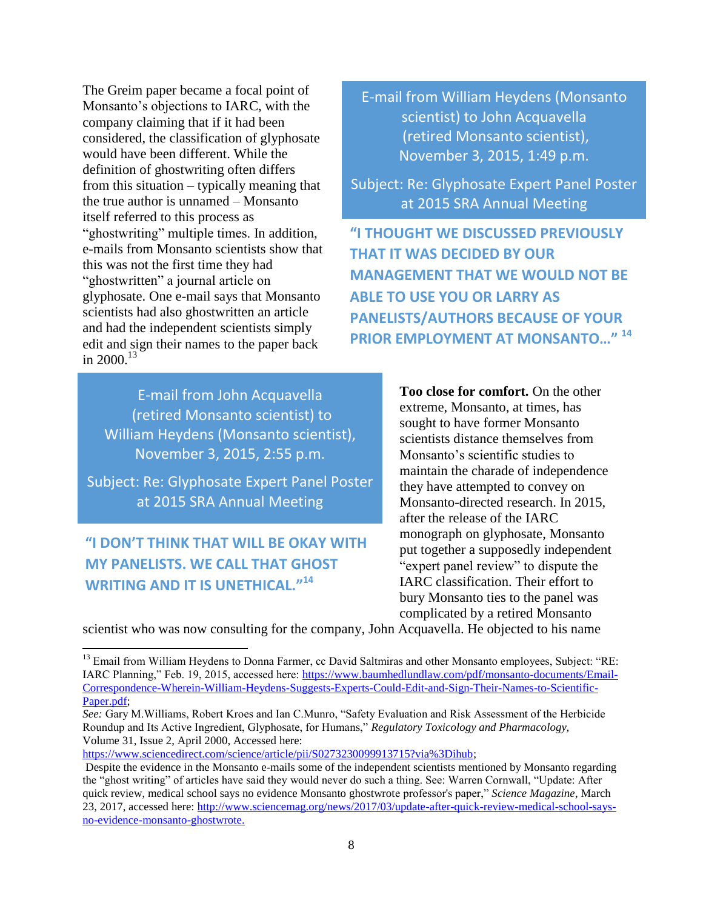The Greim paper became a focal point of Monsanto's objections to IARC, with the company claiming that if it had been considered, the classification of glyphosate would have been different. While the definition of ghostwriting often differs from this situation – typically meaning that the true author is unnamed – Monsanto itself referred to this process as "ghostwriting" multiple times. In addition, e-mails from Monsanto scientists show that this was not the first time they had "ghostwritten" a journal article on glyphosate. One e-mail says that Monsanto scientists had also ghostwritten an article and had the independent scientists simply edit and sign their names to the paper back in 2000.[13]

> E-mail from William Heydens (Monsanto scientist) to John Acquavella (retired Monsanto scientist), November 3, 2015, 1:49 p.m.
>
> Subject: Re: Glyphosate Expert Panel Poster at 2015 SRA Annual Meeting
>
> **"I THOUGHT WE DISCUSSED PREVIOUSLY THAT IT WAS DECIDED BY OUR MANAGEMENT THAT WE WOULD NOT BE ABLE TO USE YOU OR LARRY AS PANELISTS/AUTHORS BECAUSE OF YOUR PRIOR EMPLOYMENT AT MONSANTO…"** [14]

> E-mail from John Acquavella (retired Monsanto scientist) to William Heydens (Monsanto scientist), November 3, 2015, 2:55 p.m.
>
> Subject: Re: Glyphosate Expert Panel Poster at 2015 SRA Annual Meeting
>
> **"I DON'T THINK THAT WILL BE OKAY WITH MY PANELISTS. WE CALL THAT GHOST WRITING AND IT IS UNETHICAL."** [14]

**Too close for comfort.** On the other extreme, Monsanto, at times, has sought to have former Monsanto scientists distance themselves from Monsanto's scientific studies to maintain the charade of independence they have attempted to convey on Monsanto-directed research. In 2015, after the release of the IARC monograph on glyphosate, Monsanto put together a supposedly independent "expert panel review" to dispute the IARC classification. Their effort to bury Monsanto ties to the panel was complicated by a retired Monsanto scientist who was now consulting for the company, John Acquavella. He objected to his name

---

[13] Email from William Heydens to Donna Farmer, cc David Saltmiras and other Monsanto employees, Subject: "RE: IARC Planning," Feb. 19, 2015, accessed here: https://www.baumhedlundlaw.com/pdf/monsanto-documents/Email-Correspondence-Wherein-William-Heydens-Suggests-Experts-Could-Edit-and-Sign-Their-Names-to-Scientific-Paper.pdf;

*See:* Gary M.Williams, Robert Kroes and Ian C.Munro, "Safety Evaluation and Risk Assessment of the Herbicide Roundup and Its Active Ingredient, Glyphosate, for Humans," *Regulatory Toxicology and Pharmacology*, Volume 31, Issue 2, April 2000, Accessed here: https://www.sciencedirect.com/science/article/pii/S0273230099913715?via%3Dihub;

Despite the evidence in the Monsanto e-mails some of the independent scientists mentioned by Monsanto regarding the "ghost writing" of articles have said they would never do such a thing. See: Warren Cornwall, "Update: After quick review, medical school says no evidence Monsanto ghostwrote professor's paper," *Science Magazine*, March 23, 2017, accessed here: http://www.sciencemag.org/news/2017/03/update-after-quick-review-medical-school-says-no-evidence-monsanto-ghostwrote.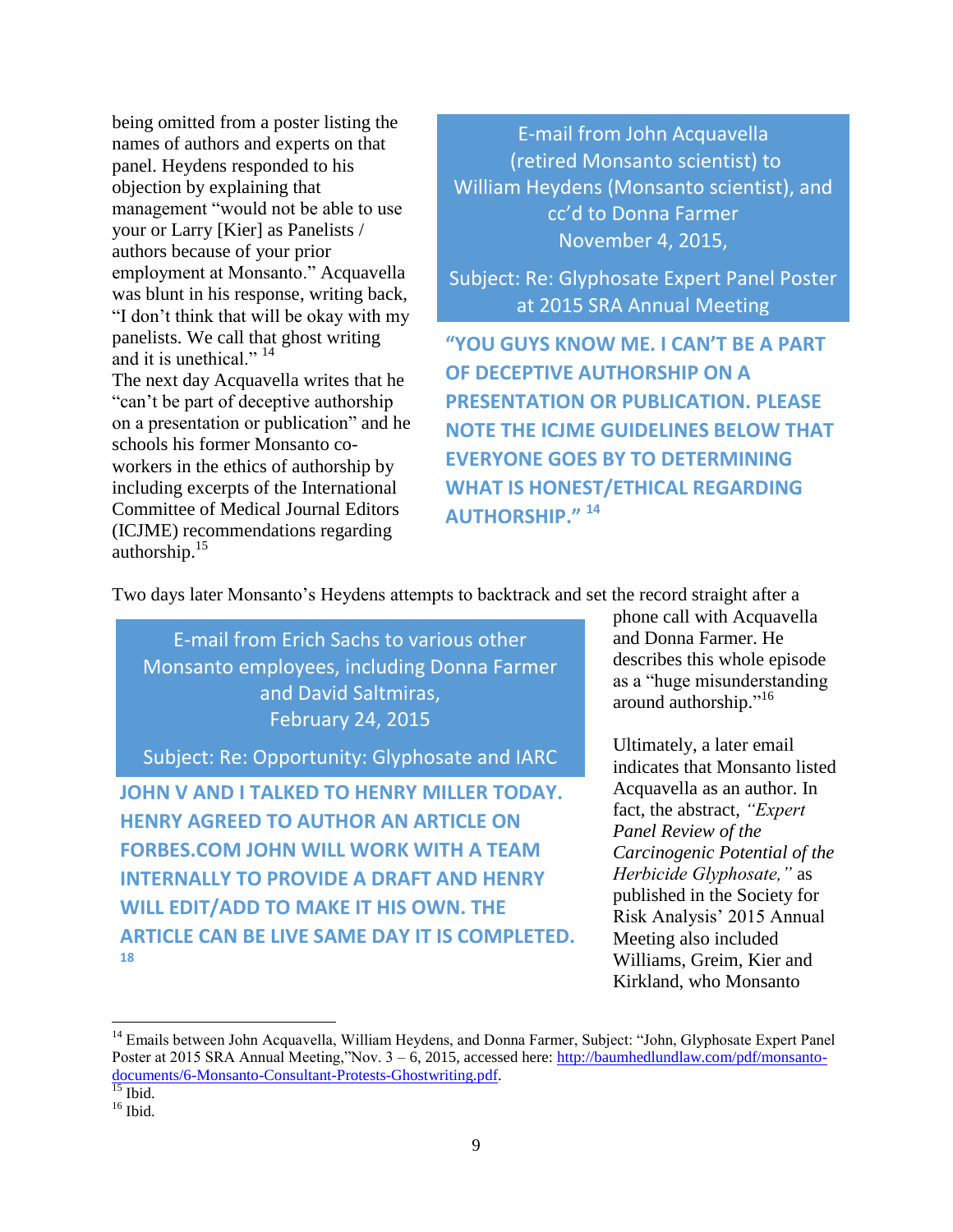being omitted from a poster listing the names of authors and experts on that panel. Heydens responded to his objection by explaining that management "would not be able to use your or Larry [Kier] as Panelists / authors because of your prior employment at Monsanto." Acquavella was blunt in his response, writing back, "I don't think that will be okay with my panelists. We call that ghost writing and it is unethical." [14]
The next day Acquavella writes that he "can't be part of deceptive authorship on a presentation or publication" and he schools his former Monsanto co-workers in the ethics of authorship by including excerpts of the International Committee of Medical Journal Editors (ICJME) recommendations regarding authorship.[15]

> E-mail from John Acquavella (retired Monsanto scientist) to William Heydens (Monsanto scientist), and cc'd to Donna Farmer
> November 4, 2015,
>
> Subject: Re: Glyphosate Expert Panel Poster at 2015 SRA Annual Meeting
>
> **"YOU GUYS KNOW ME. I CAN'T BE A PART OF DECEPTIVE AUTHORSHIP ON A PRESENTATION OR PUBLICATION. PLEASE NOTE THE ICJME GUIDELINES BELOW THAT EVERYONE GOES BY TO DETERMINING WHAT IS HONEST/ETHICAL REGARDING AUTHORSHIP."** [14]

Two days later Monsanto's Heydens attempts to backtrack and set the record straight after a phone call with Acquavella and Donna Farmer. He describes this whole episode as a "huge misunderstanding around authorship."[16]

Ultimately, a later email indicates that Monsanto listed Acquavella as an author. In fact, the abstract, *"Expert Panel Review of the Carcinogenic Potential of the Herbicide Glyphosate,"* as published in the Society for Risk Analysis' 2015 Annual Meeting also included Williams, Greim, Kier and Kirkland, who Monsanto

> E-mail from Erich Sachs to various other Monsanto employees, including Donna Farmer and David Saltmiras,
> February 24, 2015
>
> Subject: Re: Opportunity: Glyphosate and IARC
>
> **JOHN V AND I TALKED TO HENRY MILLER TODAY. HENRY AGREED TO AUTHOR AN ARTICLE ON FORBES.COM JOHN WILL WORK WITH A TEAM INTERNALLY TO PROVIDE A DRAFT AND HENRY WILL EDIT/ADD TO MAKE IT HIS OWN. THE ARTICLE CAN BE LIVE SAME DAY IT IS COMPLETED.** [18]

---

[14] Emails between John Acquavella, William Heydens, and Donna Farmer, Subject: "John, Glyphosate Expert Panel Poster at 2015 SRA Annual Meeting,"Nov. 3 – 6, 2015, accessed here: http://baumhedlundlaw.com/pdf/monsanto-documents/6-Monsanto-Consultant-Protests-Ghostwriting.pdf.

[15] Ibid.

[16] Ibid.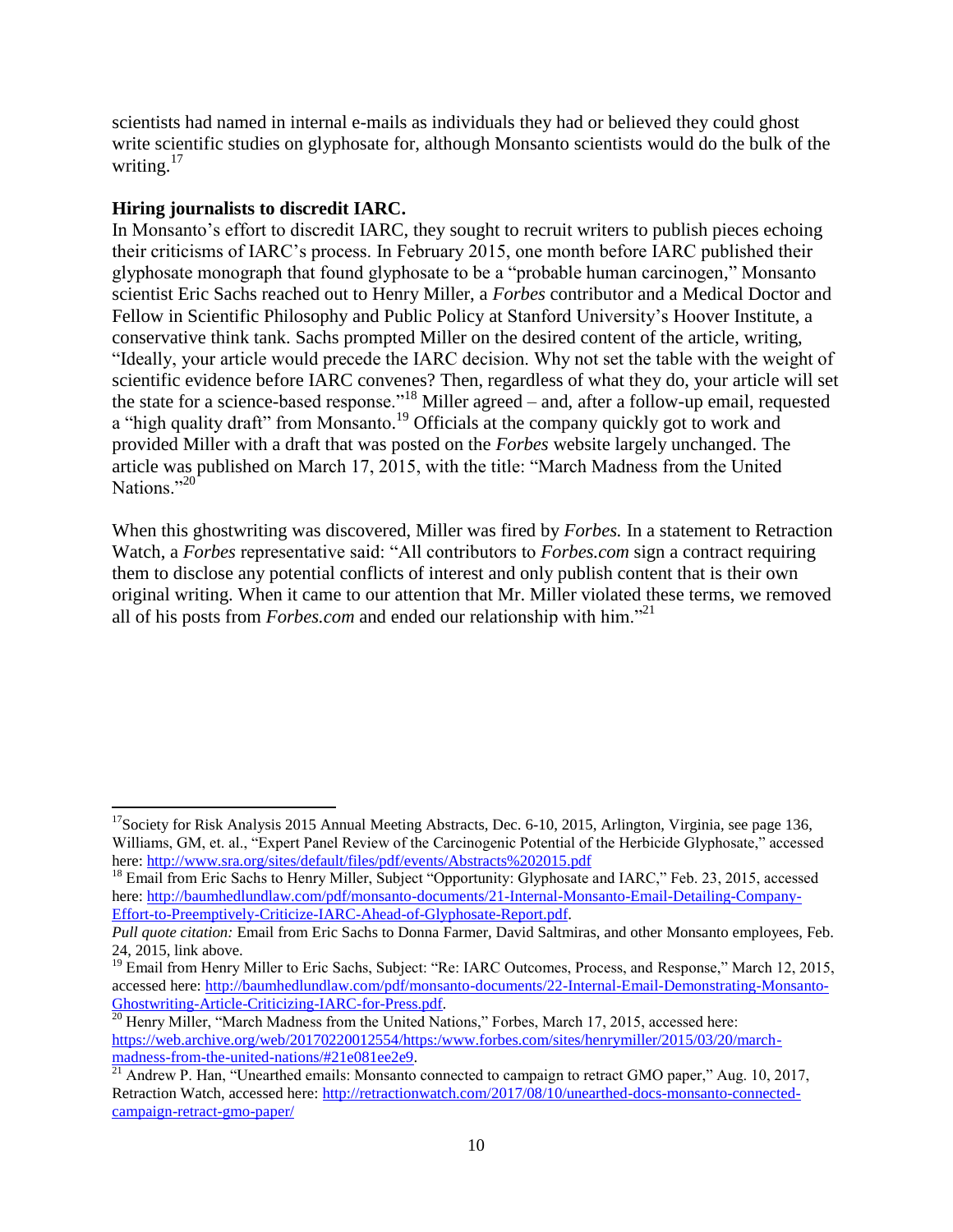scientists had named in internal e-mails as individuals they had or believed they could ghost write scientific studies on glyphosate for, although Monsanto scientists would do the bulk of the writing.[17]

**Hiring journalists to discredit IARC.**

In Monsanto's effort to discredit IARC, they sought to recruit writers to publish pieces echoing their criticisms of IARC's process. In February 2015, one month before IARC published their glyphosate monograph that found glyphosate to be a "probable human carcinogen," Monsanto scientist Eric Sachs reached out to Henry Miller, a *Forbes* contributor and a Medical Doctor and Fellow in Scientific Philosophy and Public Policy at Stanford University's Hoover Institute, a conservative think tank. Sachs prompted Miller on the desired content of the article, writing, "Ideally, your article would precede the IARC decision. Why not set the table with the weight of scientific evidence before IARC convenes? Then, regardless of what they do, your article will set the state for a science-based response."[18] Miller agreed – and, after a follow-up email, requested a "high quality draft" from Monsanto.[19] Officials at the company quickly got to work and provided Miller with a draft that was posted on the *Forbes* website largely unchanged. The article was published on March 17, 2015, with the title: "March Madness from the United Nations."[20]

When this ghostwriting was discovered, Miller was fired by *Forbes.* In a statement to Retraction Watch, a *Forbes* representative said: "All contributors to *Forbes.com* sign a contract requiring them to disclose any potential conflicts of interest and only publish content that is their own original writing. When it came to our attention that Mr. Miller violated these terms, we removed all of his posts from *Forbes.com* and ended our relationship with him."[21]

---

[17] Society for Risk Analysis 2015 Annual Meeting Abstracts, Dec. 6-10, 2015, Arlington, Virginia, see page 136, Williams, GM, et. al., "Expert Panel Review of the Carcinogenic Potential of the Herbicide Glyphosate," accessed here: http://www.sra.org/sites/default/files/pdf/events/Abstracts%202015.pdf

[18] Email from Eric Sachs to Henry Miller, Subject "Opportunity: Glyphosate and IARC," Feb. 23, 2015, accessed here: http://baumhedlundlaw.com/pdf/monsanto-documents/21-Internal-Monsanto-Email-Detailing-Company-Effort-to-Preemptively-Criticize-IARC-Ahead-of-Glyphosate-Report.pdf.

*Pull quote citation:* Email from Eric Sachs to Donna Farmer, David Saltmiras, and other Monsanto employees, Feb. 24, 2015, link above.

[19] Email from Henry Miller to Eric Sachs, Subject: "Re: IARC Outcomes, Process, and Response," March 12, 2015, accessed here: http://baumhedlundlaw.com/pdf/monsanto-documents/22-Internal-Email-Demonstrating-Monsanto-Ghostwriting-Article-Criticizing-IARC-for-Press.pdf.

[20] Henry Miller, "March Madness from the United Nations," Forbes, March 17, 2015, accessed here: https://web.archive.org/web/20170220012554/https:/www.forbes.com/sites/henrymiller/2015/03/20/march-madness-from-the-united-nations/#21e081ee2e9.

[21] Andrew P. Han, "Unearthed emails: Monsanto connected to campaign to retract GMO paper," Aug. 10, 2017, Retraction Watch, accessed here: http://retractionwatch.com/2017/08/10/unearthed-docs-monsanto-connected-campaign-retract-gmo-paper/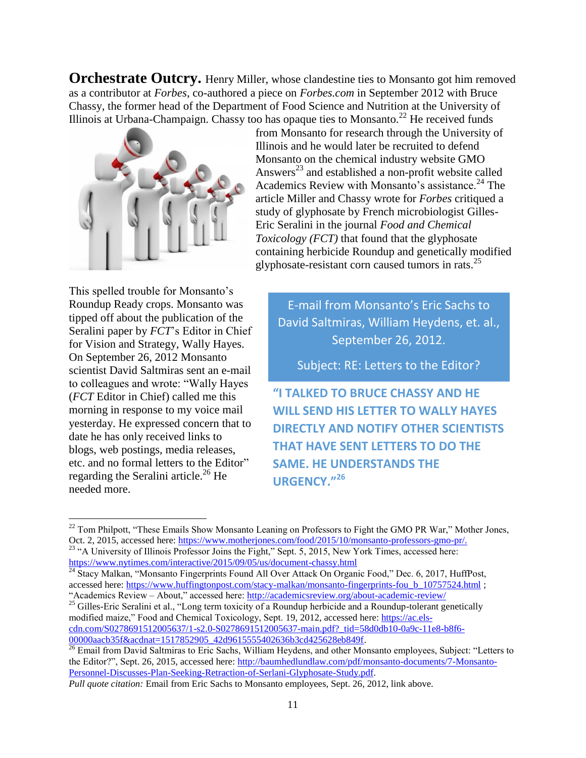**Orchestrate Outcry.** Henry Miller, whose clandestine ties to Monsanto got him removed as a contributor at *Forbes*, co-authored a piece on *Forbes.com* in September 2012 with Bruce Chassy, the former head of the Department of Food Science and Nutrition at the University of Illinois at Urbana-Champaign. Chassy too has opaque ties to Monsanto.[22] He received funds from Monsanto for research through the University of Illinois and he would later be recruited to defend Monsanto on the chemical industry website GMO Answers[23] and established a non-profit website called Academics Review with Monsanto's assistance.[24] The article Miller and Chassy wrote for *Forbes* critiqued a study of glyphosate by French microbiologist Gilles-Eric Seralini in the journal *Food and Chemical Toxicology (FCT)* that found that the glyphosate containing herbicide Roundup and genetically modified glyphosate-resistant corn caused tumors in rats.[25]

This spelled trouble for Monsanto's Roundup Ready crops. Monsanto was tipped off about the publication of the Seralini paper by *FCT*'s Editor in Chief for Vision and Strategy, Wally Hayes. On September 26, 2012 Monsanto scientist David Saltmiras sent an e-mail to colleagues and wrote: "Wally Hayes (*FCT* Editor in Chief) called me this morning in response to my voice mail yesterday. He expressed concern that to date he has only received links to blogs, web postings, media releases, etc. and no formal letters to the Editor" regarding the Seralini article.[26] He needed more.

> E-mail from Monsanto's Eric Sachs to David Saltmiras, William Heydens, et. al., September 26, 2012.
>
> Subject: RE: Letters to the Editor?
>
> **"I TALKED TO BRUCE CHASSY AND HE WILL SEND HIS LETTER TO WALLY HAYES DIRECTLY AND NOTIFY OTHER SCIENTISTS THAT HAVE SENT LETTERS TO DO THE SAME. HE UNDERSTANDS THE URGENCY."[26]**

---

[22] Tom Philpott, "These Emails Show Monsanto Leaning on Professors to Fight the GMO PR War," Mother Jones, Oct. 2, 2015, accessed here: https://www.motherjones.com/food/2015/10/monsanto-professors-gmo-pr/.

[23] "A University of Illinois Professor Joins the Fight," Sept. 5, 2015, New York Times, accessed here: https://www.nytimes.com/interactive/2015/09/05/us/document-chassy.html

[24] Stacy Malkan, "Monsanto Fingerprints Found All Over Attack On Organic Food," Dec. 6, 2017, HuffPost, accessed here: https://www.huffingtonpost.com/stacy-malkan/monsanto-fingerprints-fou_b_10757524.html ; "Academics Review – About," accessed here: http://academicsreview.org/about-academic-review/

[25] Gilles-Eric Seralini et al., "Long term toxicity of a Roundup herbicide and a Roundup-tolerant genetically modified maize," Food and Chemical Toxicology, Sept. 19, 2012, accessed here: https://ac.els-cdn.com/S0278691512005637/1-s2.0-S0278691512005637-main.pdf?_tid=58d0db10-0a9c-11e8-b8f6-00000aacb35f&acdnat=1517852905_42d9615555402636b3cd425628eb849f.

[26] Email from David Saltmiras to Eric Sachs, William Heydens, and other Monsanto employees, Subject: "Letters to the Editor?", Sept. 26, 2015, accessed here: http://baumhedlundlaw.com/pdf/monsanto-documents/7-Monsanto-Personnel-Discusses-Plan-Seeking-Retraction-of-Serlani-Glyphosate-Study.pdf.

*Pull quote citation:* Email from Eric Sachs to Monsanto employees, Sept. 26, 2012, link above.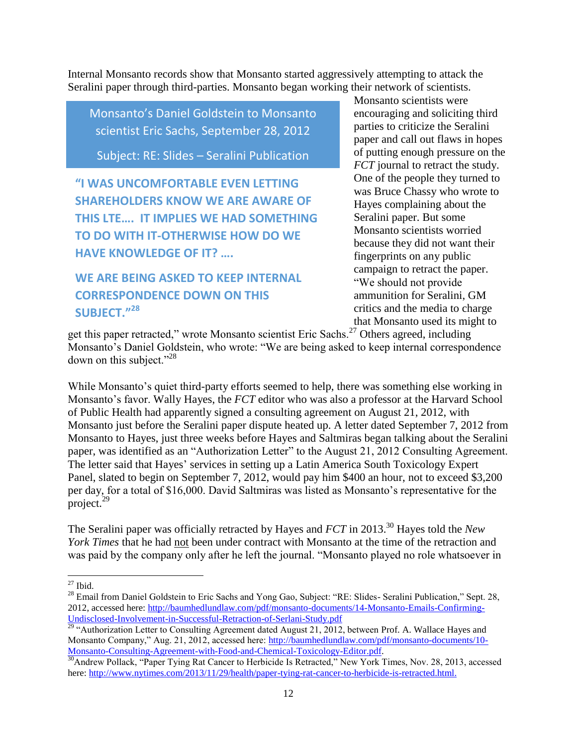Internal Monsanto records show that Monsanto started aggressively attempting to attack the Seralini paper through third-parties. Monsanto began working their network of scientists.

> Monsanto's Daniel Goldstein to Monsanto scientist Eric Sachs, September 28, 2012
>
> Subject: RE: Slides – Seralini Publication
>
> **"I WAS UNCOMFORTABLE EVEN LETTING SHAREHOLDERS KNOW WE ARE AWARE OF THIS LTE…. IT IMPLIES WE HAD SOMETHING TO DO WITH IT-OTHERWISE HOW DO WE HAVE KNOWLEDGE OF IT? ….**
>
> **WE ARE BEING ASKED TO KEEP INTERNAL CORRESPONDENCE DOWN ON THIS SUBJECT."[28]**

Monsanto scientists were encouraging and soliciting third parties to criticize the Seralini paper and call out flaws in hopes of putting enough pressure on the *FCT* journal to retract the study. One of the people they turned to was Bruce Chassy who wrote to Hayes complaining about the Seralini paper. But some Monsanto scientists worried because they did not want their fingerprints on any public campaign to retract the paper. "We should not provide ammunition for Seralini, GM critics and the media to charge that Monsanto used its might to get this paper retracted," wrote Monsanto scientist Eric Sachs.[27] Others agreed, including Monsanto's Daniel Goldstein, who wrote: "We are being asked to keep internal correspondence down on this subject."[28]

While Monsanto's quiet third-party efforts seemed to help, there was something else working in Monsanto's favor. Wally Hayes, the *FCT* editor who was also a professor at the Harvard School of Public Health had apparently signed a consulting agreement on August 21, 2012, with Monsanto just before the Seralini paper dispute heated up. A letter dated September 7, 2012 from Monsanto to Hayes, just three weeks before Hayes and Saltmiras began talking about the Seralini paper, was identified as an "Authorization Letter" to the August 21, 2012 Consulting Agreement. The letter said that Hayes' services in setting up a Latin America South Toxicology Expert Panel, slated to begin on September 7, 2012, would pay him $400 an hour, not to exceed $3,200 per day, for a total of $16,000. David Saltmiras was listed as Monsanto's representative for the project.[29]

The Seralini paper was officially retracted by Hayes and *FCT* in 2013.[30] Hayes told the *New York Times* that he had <u>not</u> been under contract with Monsanto at the time of the retraction and was paid by the company only after he left the journal. "Monsanto played no role whatsoever in

---

[27] Ibid.

[28] Email from Daniel Goldstein to Eric Sachs and Yong Gao, Subject: "RE: Slides- Seralini Publication," Sept. 28, 2012, accessed here: http://baumhedlundlaw.com/pdf/monsanto-documents/14-Monsanto-Emails-Confirming-Undisclosed-Involvement-in-Successful-Retraction-of-Serlani-Study.pdf

[29] "Authorization Letter to Consulting Agreement dated August 21, 2012, between Prof. A. Wallace Hayes and Monsanto Company," Aug. 21, 2012, accessed here: http://baumhedlundlaw.com/pdf/monsanto-documents/10-Monsanto-Consulting-Agreement-with-Food-and-Chemical-Toxicology-Editor.pdf.

[30] Andrew Pollack, "Paper Tying Rat Cancer to Herbicide Is Retracted," New York Times, Nov. 28, 2013, accessed here: http://www.nytimes.com/2013/11/29/health/paper-tying-rat-cancer-to-herbicide-is-retracted.html.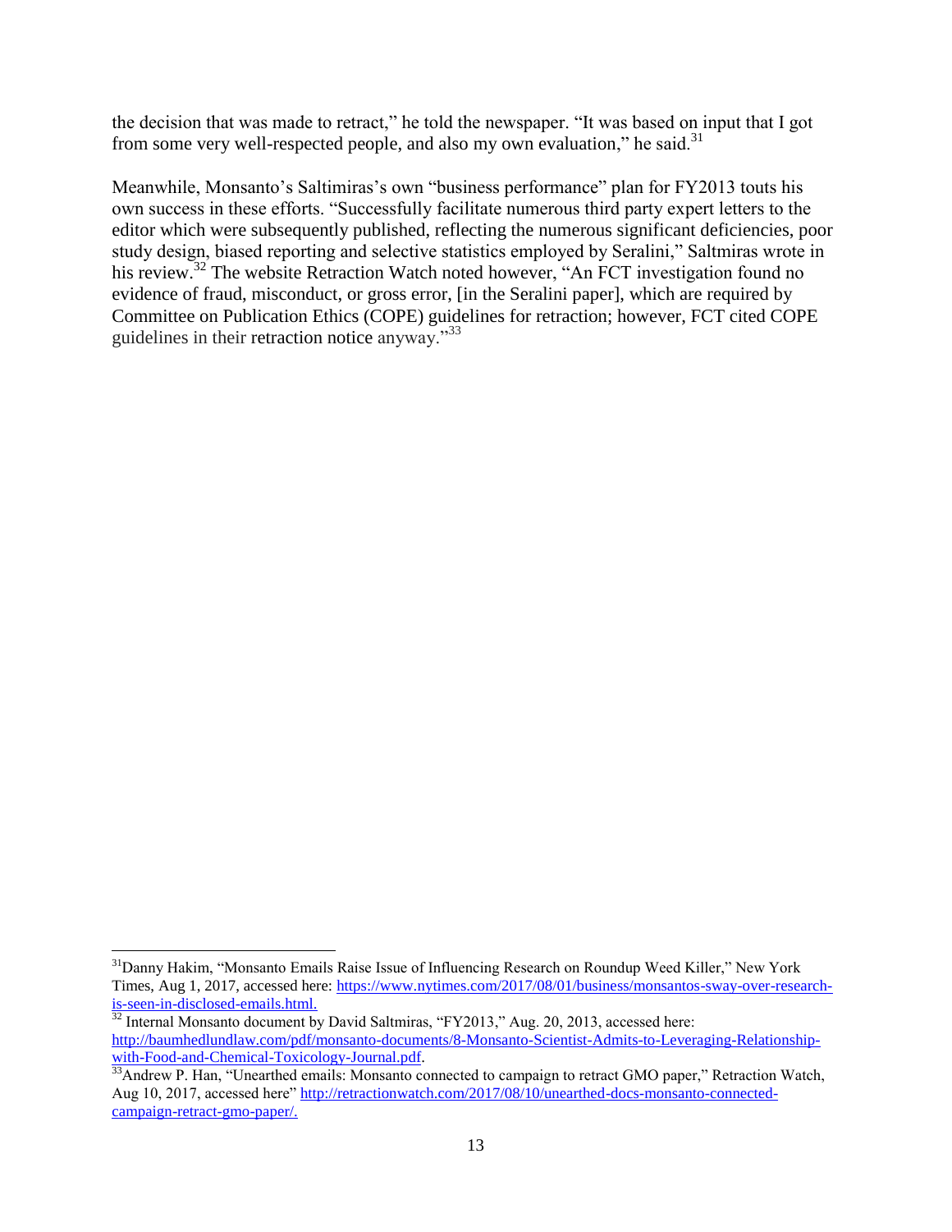the decision that was made to retract," he told the newspaper. "It was based on input that I got from some very well-respected people, and also my own evaluation," he said.[31]

Meanwhile, Monsanto's Saltimiras's own "business performance" plan for FY2013 touts his own success in these efforts. "Successfully facilitate numerous third party expert letters to the editor which were subsequently published, reflecting the numerous significant deficiencies, poor study design, biased reporting and selective statistics employed by Seralini," Saltmiras wrote in his review.[32] The website Retraction Watch noted however, "An FCT investigation found no evidence of fraud, misconduct, or gross error, [in the Seralini paper], which are required by Committee on Publication Ethics (COPE) guidelines for retraction; however, FCT cited COPE guidelines in their retraction notice anyway."[33]

---

[31] Danny Hakim, "Monsanto Emails Raise Issue of Influencing Research on Roundup Weed Killer," New York Times, Aug 1, 2017, accessed here: https://www.nytimes.com/2017/08/01/business/monsantos-sway-over-research-is-seen-in-disclosed-emails.html.

[32] Internal Monsanto document by David Saltmiras, "FY2013," Aug. 20, 2013, accessed here: http://baumhedlundlaw.com/pdf/monsanto-documents/8-Monsanto-Scientist-Admits-to-Leveraging-Relationship-with-Food-and-Chemical-Toxicology-Journal.pdf.

[33] Andrew P. Han, "Unearthed emails: Monsanto connected to campaign to retract GMO paper," Retraction Watch, Aug 10, 2017, accessed here" http://retractionwatch.com/2017/08/10/unearthed-docs-monsanto-connected-campaign-retract-gmo-paper/.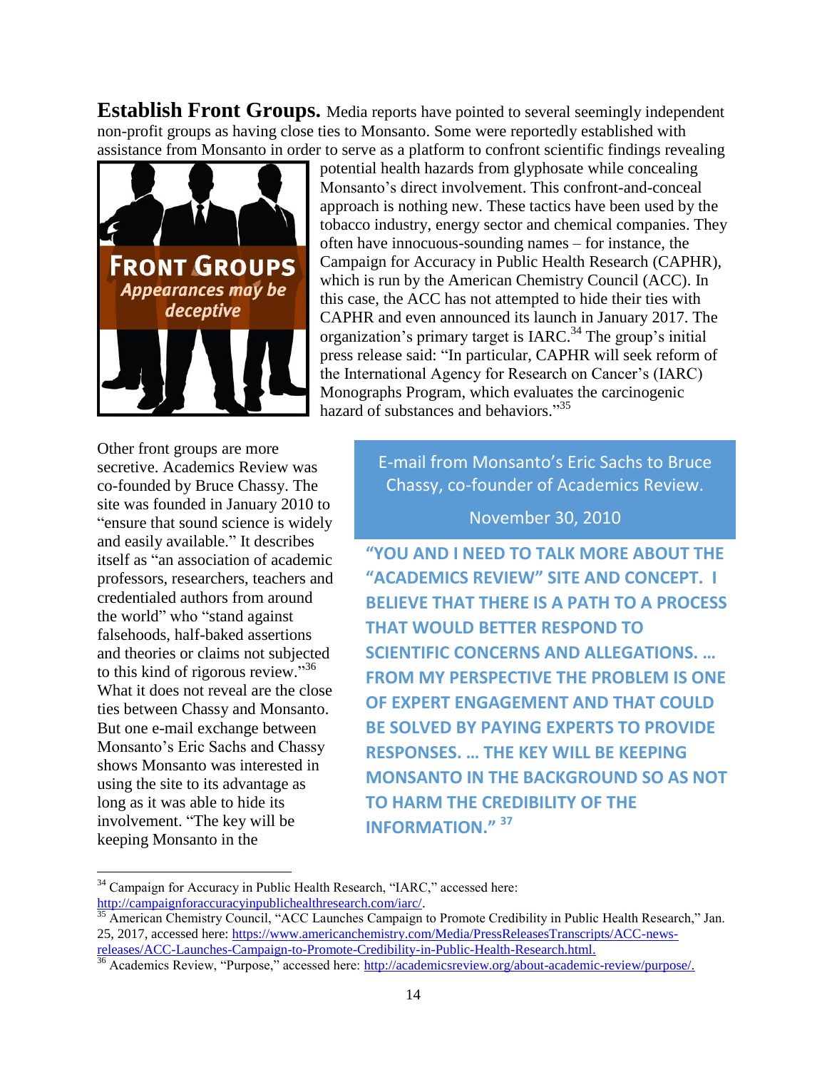**Establish Front Groups.** Media reports have pointed to several seemingly independent non-profit groups as having close ties to Monsanto. Some were reportedly established with assistance from Monsanto in order to serve as a platform to confront scientific findings revealing potential health hazards from glyphosate while concealing Monsanto's direct involvement. This confront-and-conceal approach is nothing new. These tactics have been used by the tobacco industry, energy sector and chemical companies. They often have innocuous-sounding names – for instance, the Campaign for Accuracy in Public Health Research (CAPHR), which is run by the American Chemistry Council (ACC). In this case, the ACC has not attempted to hide their ties with CAPHR and even announced its launch in January 2017. The organization's primary target is IARC.[34] The group's initial press release said: "In particular, CAPHR will seek reform of the International Agency for Research on Cancer's (IARC) Monographs Program, which evaluates the carcinogenic hazard of substances and behaviors."[35]

**FRONT GROUPS**
*Appearances may be deceptive*

Other front groups are more secretive. Academics Review was co-founded by Bruce Chassy. The site was founded in January 2010 to "ensure that sound science is widely and easily available." It describes itself as "an association of academic professors, researchers, teachers and credentialed authors from around the world" who "stand against falsehoods, half-baked assertions and theories or claims not subjected to this kind of rigorous review."[36] What it does not reveal are the close ties between Chassy and Monsanto. But one e-mail exchange between Monsanto's Eric Sachs and Chassy shows Monsanto was interested in using the site to its advantage as long as it was able to hide its involvement. "The key will be keeping Monsanto in the

> E-mail from Monsanto's Eric Sachs to Bruce Chassy, co-founder of Academics Review.
>
> November 30, 2010
>
> **"YOU AND I NEED TO TALK MORE ABOUT THE "ACADEMICS REVIEW" SITE AND CONCEPT. I BELIEVE THAT THERE IS A PATH TO A PROCESS THAT WOULD BETTER RESPOND TO SCIENTIFIC CONCERNS AND ALLEGATIONS. … FROM MY PERSPECTIVE THE PROBLEM IS ONE OF EXPERT ENGAGEMENT AND THAT COULD BE SOLVED BY PAYING EXPERTS TO PROVIDE RESPONSES. … THE KEY WILL BE KEEPING MONSANTO IN THE BACKGROUND SO AS NOT TO HARM THE CREDIBILITY OF THE INFORMATION."** [37]

---

[34] Campaign for Accuracy in Public Health Research, "IARC," accessed here: http://campaignforaccuracyinpublichealthresearch.com/iarc/.

[35] American Chemistry Council, "ACC Launches Campaign to Promote Credibility in Public Health Research," Jan. 25, 2017, accessed here: https://www.americanchemistry.com/Media/PressReleasesTranscripts/ACC-news-releases/ACC-Launches-Campaign-to-Promote-Credibility-in-Public-Health-Research.html.

[36] Academics Review, "Purpose," accessed here: http://academicsreview.org/about-academic-review/purpose/.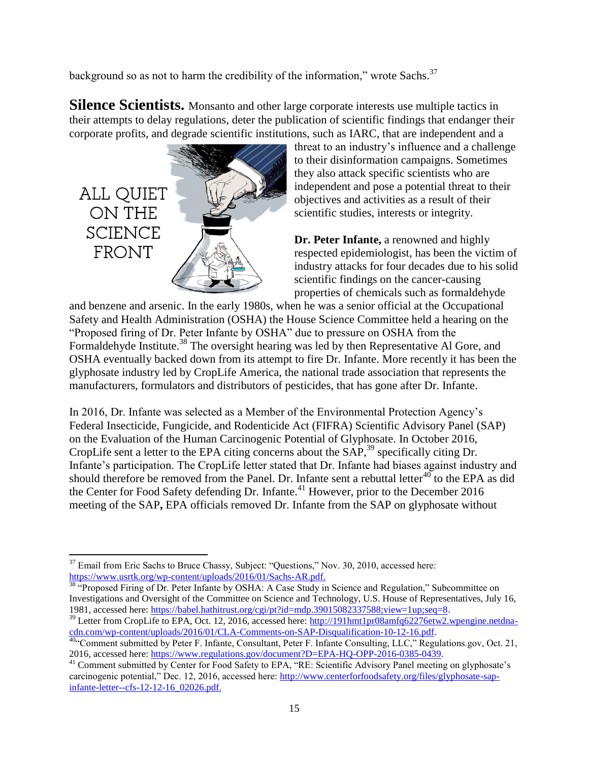background so as not to harm the credibility of the information," wrote Sachs.[37]

**Silence Scientists.** Monsanto and other large corporate interests use multiple tactics in their attempts to delay regulations, deter the publication of scientific findings that endanger their corporate profits, and degrade scientific institutions, such as IARC, that are independent and a threat to an industry's influence and a challenge to their disinformation campaigns. Sometimes they also attack specific scientists who are independent and pose a potential threat to their objectives and activities as a result of their scientific studies, interests or integrity.

ALL QUIET ON THE SCIENCE FRONT

**Dr. Peter Infante,** a renowned and highly respected epidemiologist, has been the victim of industry attacks for four decades due to his solid scientific findings on the cancer-causing properties of chemicals such as formaldehyde and benzene and arsenic. In the early 1980s, when he was a senior official at the Occupational Safety and Health Administration (OSHA) the House Science Committee held a hearing on the "Proposed firing of Dr. Peter Infante by OSHA" due to pressure on OSHA from the Formaldehyde Institute.[38] The oversight hearing was led by then Representative Al Gore, and OSHA eventually backed down from its attempt to fire Dr. Infante. More recently it has been the glyphosate industry led by CropLife America, the national trade association that represents the manufacturers, formulators and distributors of pesticides, that has gone after Dr. Infante.

In 2016, Dr. Infante was selected as a Member of the Environmental Protection Agency's Federal Insecticide, Fungicide, and Rodenticide Act (FIFRA) Scientific Advisory Panel (SAP) on the Evaluation of the Human Carcinogenic Potential of Glyphosate. In October 2016, CropLife sent a letter to the EPA citing concerns about the SAP,[39] specifically citing Dr. Infante's participation. The CropLife letter stated that Dr. Infante had biases against industry and should therefore be removed from the Panel. Dr. Infante sent a rebuttal letter[40] to the EPA as did the Center for Food Safety defending Dr. Infante.[41] However, prior to the December 2016 meeting of the SAP**,** EPA officials removed Dr. Infante from the SAP on glyphosate without

---

[37] Email from Eric Sachs to Bruce Chassy, Subject: "Questions," Nov. 30, 2010, accessed here: https://www.usrtk.org/wp-content/uploads/2016/01/Sachs-AR.pdf.

[38] "Proposed Firing of Dr. Peter Infante by OSHA: A Case Study in Science and Regulation," Subcommittee on Investigations and Oversight of the Committee on Science and Technology, U.S. House of Representatives, July 16, 1981, accessed here: https://babel.hathitrust.org/cgi/pt?id=mdp.39015082337588;view=1up;seq=8.

[39] Letter from CropLife to EPA, Oct. 12, 2016, accessed here: http://191hmt1pr08amfq62276etw2.wpengine.netdna-cdn.com/wp-content/uploads/2016/01/CLA-Comments-on-SAP-Disqualification-10-12-16.pdf.

[40] "Comment submitted by Peter F. Infante, Consultant, Peter F. Infante Consulting, LLC," Regulations.gov, Oct. 21, 2016, accessed here: https://www.regulations.gov/document?D=EPA-HQ-OPP-2016-0385-0439.

[41] Comment submitted by Center for Food Safety to EPA, "RE: Scientific Advisory Panel meeting on glyphosate's carcinogenic potential," Dec. 12, 2016, accessed here: http://www.centerforfoodsafety.org/files/glyphosate-sap-infante-letter--cfs-12-12-16_02026.pdf.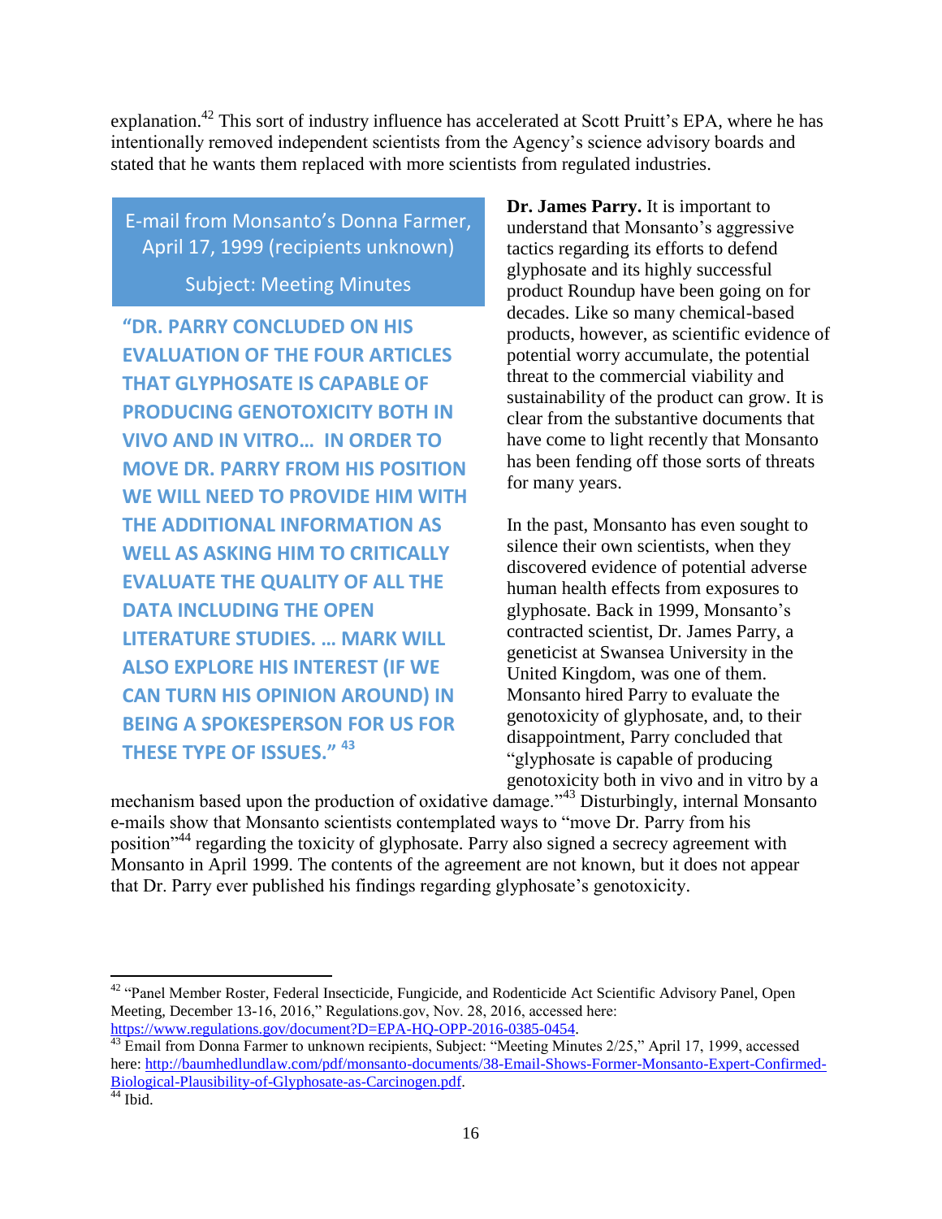explanation.[42] This sort of industry influence has accelerated at Scott Pruitt's EPA, where he has intentionally removed independent scientists from the Agency's science advisory boards and stated that he wants them replaced with more scientists from regulated industries.

**E-mail from Monsanto's Donna Farmer, April 17, 1999 (recipients unknown)**

**Subject: Meeting Minutes**

**"DR. PARRY CONCLUDED ON HIS EVALUATION OF THE FOUR ARTICLES THAT GLYPHOSATE IS CAPABLE OF PRODUCING GENOTOXICITY BOTH IN VIVO AND IN VITRO… IN ORDER TO MOVE DR. PARRY FROM HIS POSITION WE WILL NEED TO PROVIDE HIM WITH THE ADDITIONAL INFORMATION AS WELL AS ASKING HIM TO CRITICALLY EVALUATE THE QUALITY OF ALL THE DATA INCLUDING THE OPEN LITERATURE STUDIES. … MARK WILL ALSO EXPLORE HIS INTEREST (IF WE CAN TURN HIS OPINION AROUND) IN BEING A SPOKESPERSON FOR US FOR THESE TYPE OF ISSUES." [43]**

**Dr. James Parry.** It is important to understand that Monsanto's aggressive tactics regarding its efforts to defend glyphosate and its highly successful product Roundup have been going on for decades. Like so many chemical-based products, however, as scientific evidence of potential worry accumulate, the potential threat to the commercial viability and sustainability of the product can grow. It is clear from the substantive documents that have come to light recently that Monsanto has been fending off those sorts of threats for many years.

In the past, Monsanto has even sought to silence their own scientists, when they discovered evidence of potential adverse human health effects from exposures to glyphosate. Back in 1999, Monsanto's contracted scientist, Dr. James Parry, a geneticist at Swansea University in the United Kingdom, was one of them. Monsanto hired Parry to evaluate the genotoxicity of glyphosate, and, to their disappointment, Parry concluded that "glyphosate is capable of producing genotoxicity both in vivo and in vitro by a mechanism based upon the production of oxidative damage."[43] Disturbingly, internal Monsanto e-mails show that Monsanto scientists contemplated ways to "move Dr. Parry from his position"[44] regarding the toxicity of glyphosate. Parry also signed a secrecy agreement with Monsanto in April 1999. The contents of the agreement are not known, but it does not appear that Dr. Parry ever published his findings regarding glyphosate's genotoxicity.

---

[42] "Panel Member Roster, Federal Insecticide, Fungicide, and Rodenticide Act Scientific Advisory Panel, Open Meeting, December 13-16, 2016," Regulations.gov, Nov. 28, 2016, accessed here: https://www.regulations.gov/document?D=EPA-HQ-OPP-2016-0385-0454.

[43] Email from Donna Farmer to unknown recipients, Subject: "Meeting Minutes 2/25," April 17, 1999, accessed here: http://baumhedlundlaw.com/pdf/monsanto-documents/38-Email-Shows-Former-Monsanto-Expert-Confirmed-Biological-Plausibility-of-Glyphosate-as-Carcinogen.pdf.

[44] Ibid.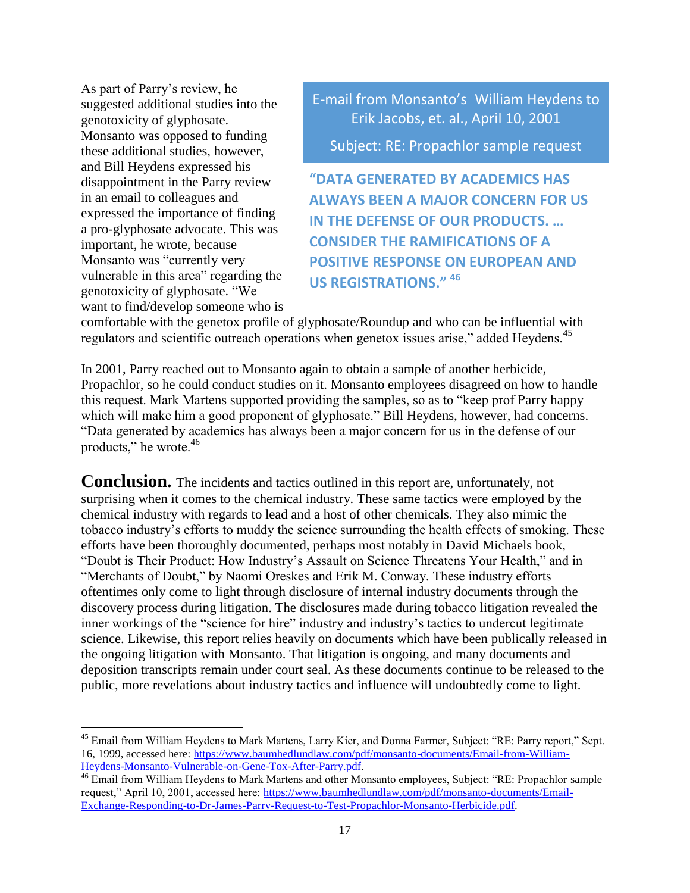As part of Parry's review, he suggested additional studies into the genotoxicity of glyphosate. Monsanto was opposed to funding these additional studies, however, and Bill Heydens expressed his disappointment in the Parry review in an email to colleagues and expressed the importance of finding a pro-glyphosate advocate. This was important, he wrote, because Monsanto was "currently very vulnerable in this area" regarding the genotoxicity of glyphosate. "We want to find/develop someone who is comfortable with the genetox profile of glyphosate/Roundup and who can be influential with regulators and scientific outreach operations when genetox issues arise," added Heydens.[45]

> E-mail from Monsanto's William Heydens to Erik Jacobs, et. al., April 10, 2001
>
> Subject: RE: Propachlor sample request
>
> **"DATA GENERATED BY ACADEMICS HAS ALWAYS BEEN A MAJOR CONCERN FOR US IN THE DEFENSE OF OUR PRODUCTS. … CONSIDER THE RAMIFICATIONS OF A POSITIVE RESPONSE ON EUROPEAN AND US REGISTRATIONS."[46]**

In 2001, Parry reached out to Monsanto again to obtain a sample of another herbicide, Propachlor, so he could conduct studies on it. Monsanto employees disagreed on how to handle this request. Mark Martens supported providing the samples, so as to "keep prof Parry happy which will make him a good proponent of glyphosate." Bill Heydens, however, had concerns. "Data generated by academics has always been a major concern for us in the defense of our products," he wrote.[46]

**Conclusion.** The incidents and tactics outlined in this report are, unfortunately, not surprising when it comes to the chemical industry. These same tactics were employed by the chemical industry with regards to lead and a host of other chemicals. They also mimic the tobacco industry's efforts to muddy the science surrounding the health effects of smoking. These efforts have been thoroughly documented, perhaps most notably in David Michaels book, "Doubt is Their Product: How Industry's Assault on Science Threatens Your Health," and in "Merchants of Doubt," by Naomi Oreskes and Erik M. Conway. These industry efforts oftentimes only come to light through disclosure of internal industry documents through the discovery process during litigation. The disclosures made during tobacco litigation revealed the inner workings of the "science for hire" industry and industry's tactics to undercut legitimate science. Likewise, this report relies heavily on documents which have been publically released in the ongoing litigation with Monsanto. That litigation is ongoing, and many documents and deposition transcripts remain under court seal. As these documents continue to be released to the public, more revelations about industry tactics and influence will undoubtedly come to light.

---

[45] Email from William Heydens to Mark Martens, Larry Kier, and Donna Farmer, Subject: "RE: Parry report," Sept. 16, 1999, accessed here: https://www.baumhedlundlaw.com/pdf/monsanto-documents/Email-from-William-Heydens-Monsanto-Vulnerable-on-Gene-Tox-After-Parry.pdf.

[46] Email from William Heydens to Mark Martens and other Monsanto employees, Subject: "RE: Propachlor sample request," April 10, 2001, accessed here: https://www.baumhedlundlaw.com/pdf/monsanto-documents/Email-Exchange-Responding-to-Dr-James-Parry-Request-to-Test-Propachlor-Monsanto-Herbicide.pdf.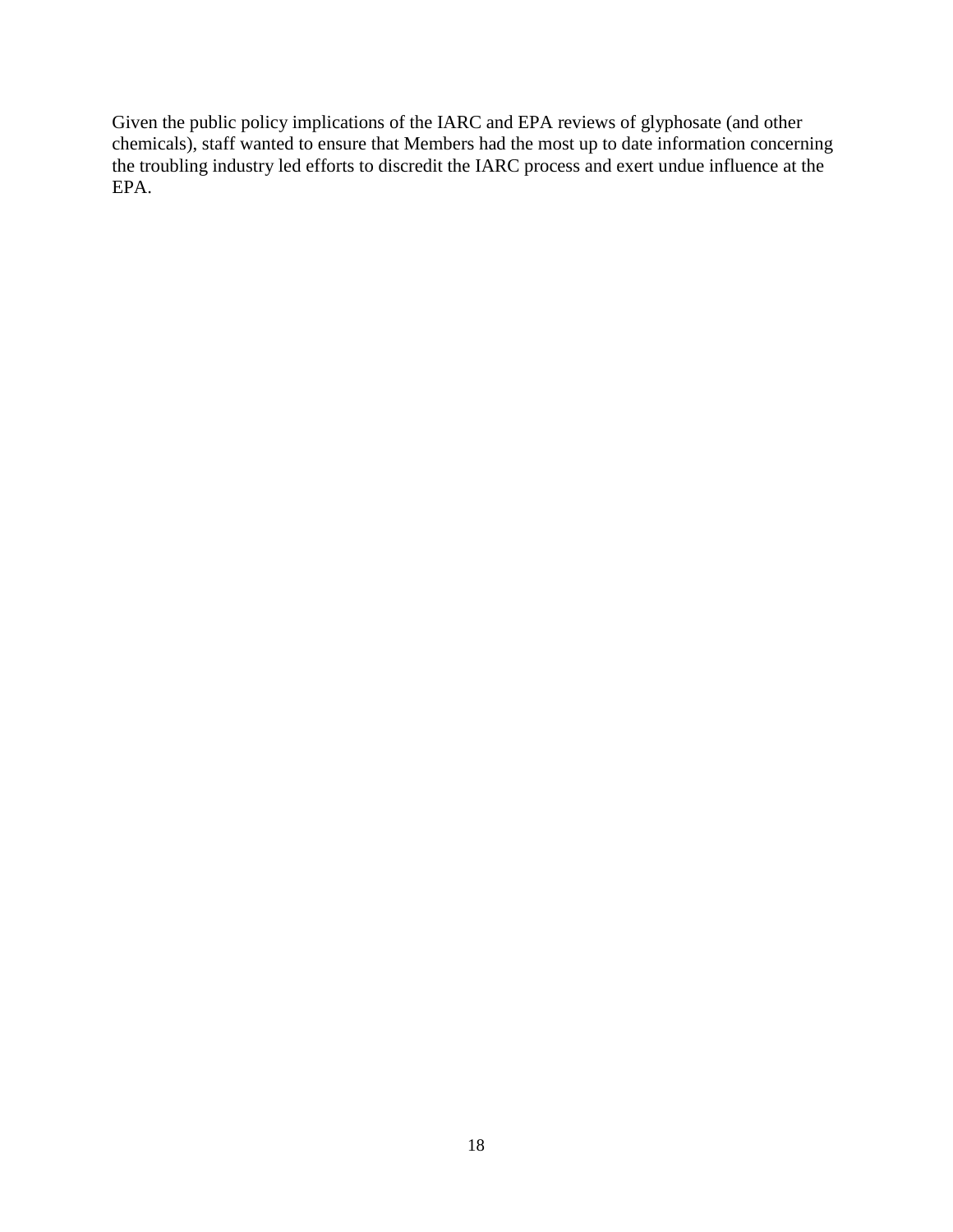Given the public policy implications of the IARC and EPA reviews of glyphosate (and other chemicals), staff wanted to ensure that Members had the most up to date information concerning the troubling industry led efforts to discredit the IARC process and exert undue influence at the EPA.